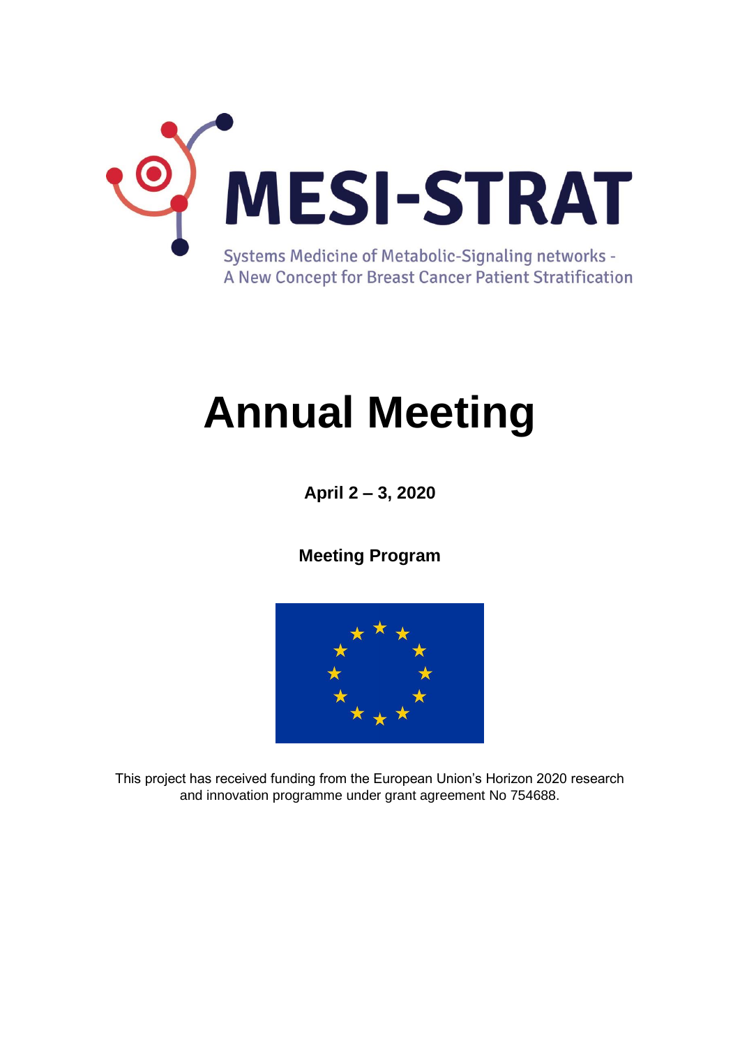# MESI-STRAT

Systems Medicine of Metabolic-Signaling networks - A New Concept for Breast Cancer Patient Stratification

# Annual Meeting

**April 2 – 3, 2020**

**Meeting Program**

This project has received funding from the European Union's Horizon 2020 research and innovation programme under grant agreement No 754688.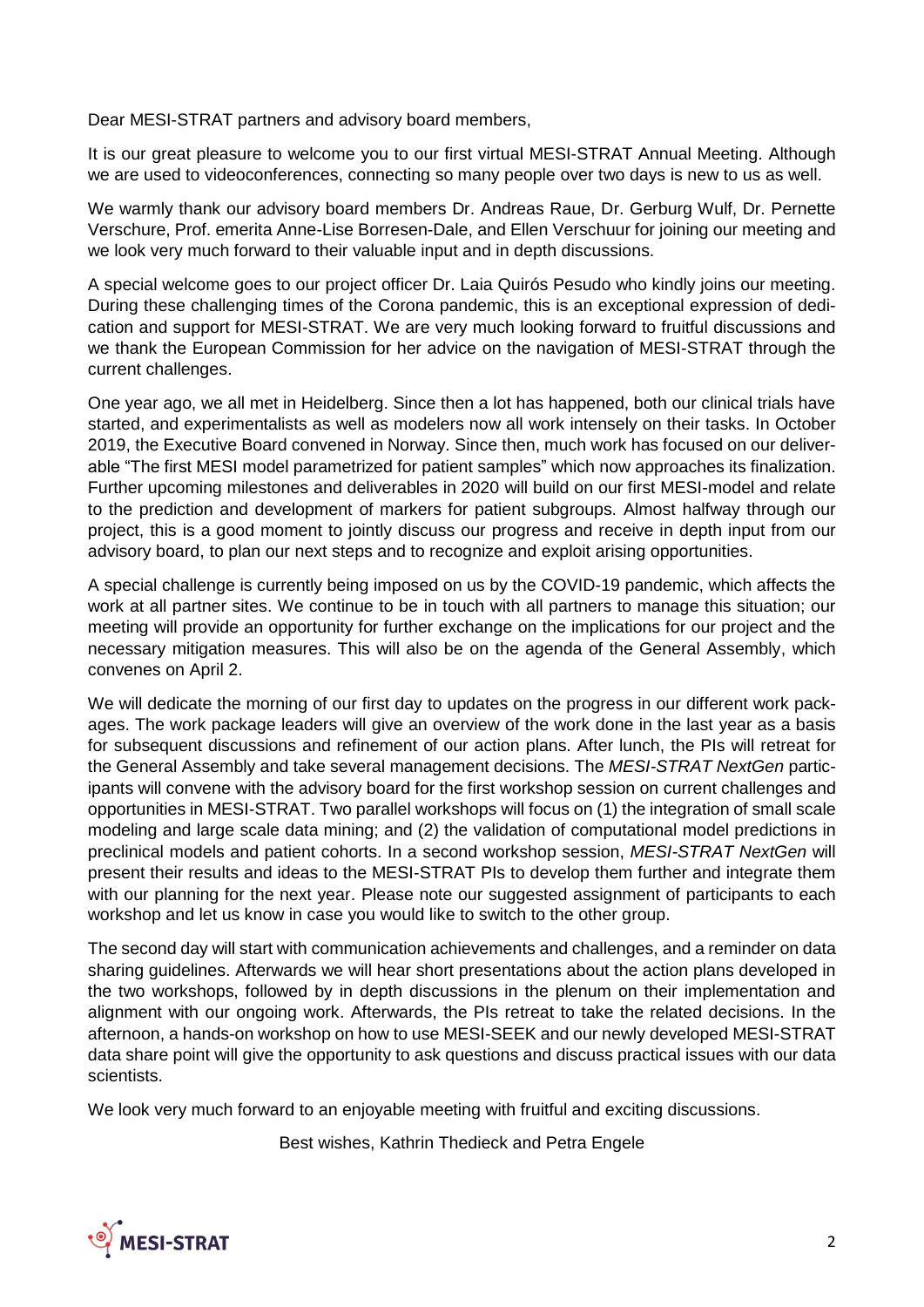Dear MESI-STRAT partners and advisory board members,

It is our great pleasure to welcome you to our first virtual MESI-STRAT Annual Meeting. Although we are used to videoconferences, connecting so many people over two days is new to us as well.

We warmly thank our advisory board members Dr. Andreas Raue, Dr. Gerburg Wulf, Dr. Pernette Verschure, Prof. emerita Anne-Lise Borresen-Dale, and Ellen Verschuur for joining our meeting and we look very much forward to their valuable input and in depth discussions.

A special welcome goes to our project officer Dr. Laia Quirós Pesudo who kindly joins our meeting. During these challenging times of the Corona pandemic, this is an exceptional expression of dedication and support for MESI-STRAT. We are very much looking forward to fruitful discussions and we thank the European Commission for her advice on the navigation of MESI-STRAT through the current challenges.

One year ago, we all met in Heidelberg. Since then a lot has happened, both our clinical trials have started, and experimentalists as well as modelers now all work intensely on their tasks. In October 2019, the Executive Board convened in Norway. Since then, much work has focused on our deliverable "The first MESI model parametrized for patient samples" which now approaches its finalization. Further upcoming milestones and deliverables in 2020 will build on our first MESI-model and relate to the prediction and development of markers for patient subgroups. Almost halfway through our project, this is a good moment to jointly discuss our progress and receive in depth input from our advisory board, to plan our next steps and to recognize and exploit arising opportunities.

A special challenge is currently being imposed on us by the COVID-19 pandemic, which affects the work at all partner sites. We continue to be in touch with all partners to manage this situation; our meeting will provide an opportunity for further exchange on the implications for our project and the necessary mitigation measures. This will also be on the agenda of the General Assembly, which convenes on April 2.

We will dedicate the morning of our first day to updates on the progress in our different work packages. The work package leaders will give an overview of the work done in the last year as a basis for subsequent discussions and refinement of our action plans. After lunch, the PIs will retreat for the General Assembly and take several management decisions. The *MESI-STRAT NextGen* participants will convene with the advisory board for the first workshop session on current challenges and opportunities in MESI-STRAT. Two parallel workshops will focus on (1) the integration of small scale modeling and large scale data mining; and (2) the validation of computational model predictions in preclinical models and patient cohorts. In a second workshop session, *MESI-STRAT NextGen* will present their results and ideas to the MESI-STRAT PIs to develop them further and integrate them with our planning for the next year. Please note our suggested assignment of participants to each workshop and let us know in case you would like to switch to the other group.

The second day will start with communication achievements and challenges, and a reminder on data sharing guidelines. Afterwards we will hear short presentations about the action plans developed in the two workshops, followed by in depth discussions in the plenum on their implementation and alignment with our ongoing work. Afterwards, the PIs retreat to take the related decisions. In the afternoon, a hands-on workshop on how to use MESI-SEEK and our newly developed MESI-STRAT data share point will give the opportunity to ask questions and discuss practical issues with our data scientists.

We look very much forward to an enjoyable meeting with fruitful and exciting discussions.

Best wishes, Kathrin Thedieck and Petra Engele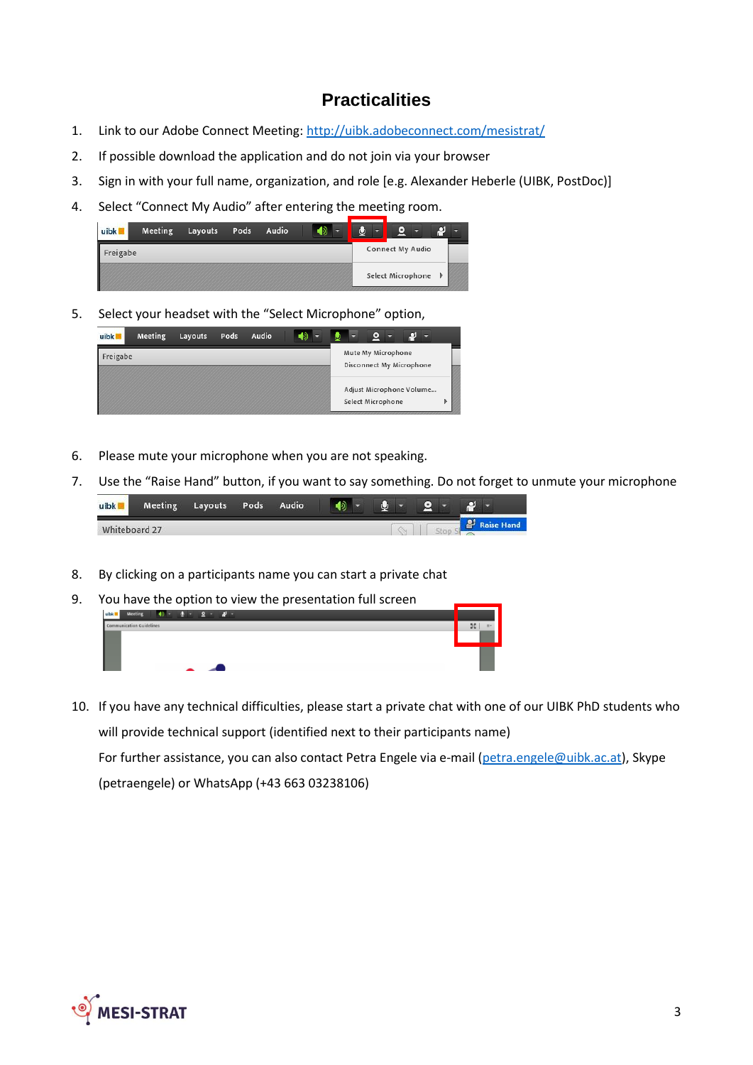## Practicalities

1. Link to our Adobe Connect Meeting: [http://uibk.adobeconnect.com/mesistrat/](http://uibk.adobeconnect.com/mesistrat/)
2. If possible download the application and do not join via your browser
3. Sign in with your full name, organization, and role [e.g. Alexander Heberle (UIBK, PostDoc)]
4. Select "Connect My Audio" after entering the meeting room.
5. Select your headset with the "Select Microphone" option,
6. Please mute your microphone when you are not speaking.
7. Use the "Raise Hand" button, if you want to say something. Do not forget to unmute your microphone
8. By clicking on a participants name you can start a private chat
9. You have the option to view the presentation full screen
10. If you have any technical difficulties, please start a private chat with one of our UIBK PhD students who will provide technical support (identified next to their participants name)

    For further assistance, you can also contact Petra Engele via e-mail ([petra.engele@uibk.ac.at](mailto:petra.engele@uibk.ac.at)), Skype (petraengele) or WhatsApp (+43 663 03238106)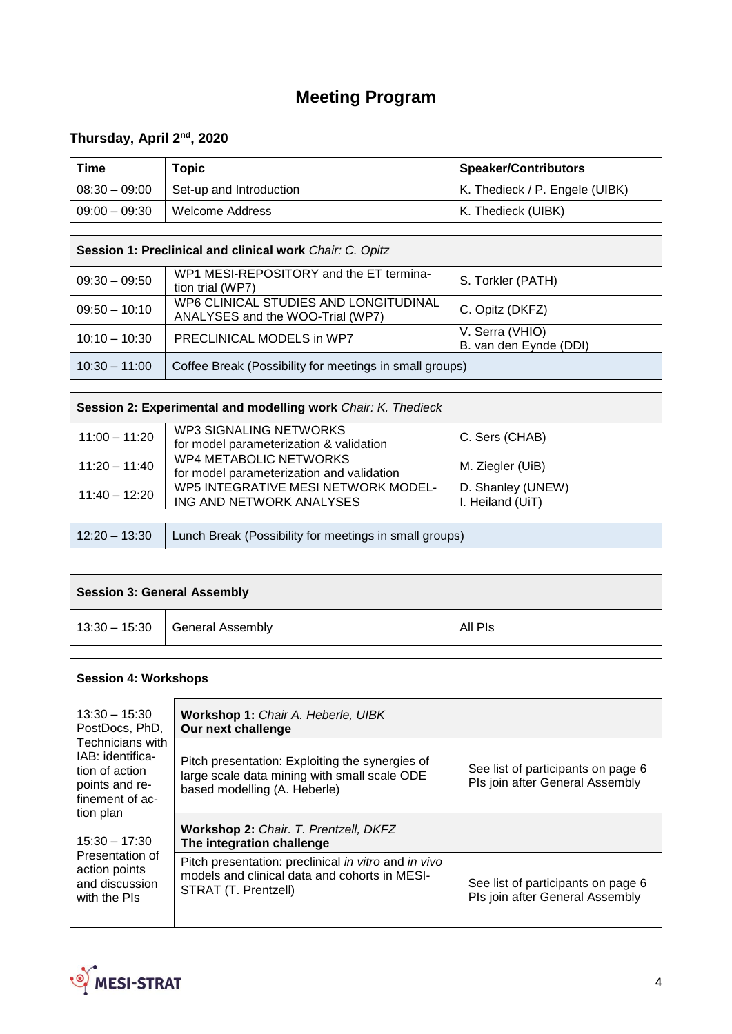# Meeting Program

### Thursday, April 2nd, 2020

| Time | Topic | Speaker/Contributors |
|---|---|---|
| 08:30 – 09:00 | Set-up and Introduction | K. Thedieck / P. Engele (UIBK) |
| 09:00 – 09:30 | Welcome Address | K. Thedieck (UIBK) |

| **Session 1: Preclinical and clinical work** *Chair: C. Opitz* | | |
|---|---|---|
| 09:30 – 09:50 | WP1 MESI-REPOSITORY and the ET termination trial (WP7) | S. Torkler (PATH) |
| 09:50 – 10:10 | WP6 CLINICAL STUDIES AND LONGITUDINAL ANALYSES and the WOO-Trial (WP7) | C. Opitz (DKFZ) |
| 10:10 – 10:30 | PRECLINICAL MODELS in WP7 | V. Serra (VHIO)<br>B. van den Eynde (DDI) |
| 10:30 – 11:00 | Coffee Break (Possibility for meetings in small groups) | |

| **Session 2: Experimental and modelling work** *Chair: K. Thedieck* | | |
|---|---|---|
| 11:00 – 11:20 | WP3 SIGNALING NETWORKS for model parameterization & validation | C. Sers (CHAB) |
| 11:20 – 11:40 | WP4 METABOLIC NETWORKS for model parameterization and validation | M. Ziegler (UiB) |
| 11:40 – 12:20 | WP5 INTEGRATIVE MESI NETWORK MODELING AND NETWORK ANALYSES | D. Shanley (UNEW)<br>I. Heiland (UiT) |

| 12:20 – 13:30 | Lunch Break (Possibility for meetings in small groups) |
|---|---|

| **Session 3: General Assembly** | | |
|---|---|---|
| 13:30 – 15:30 | General Assembly | All PIs |

| **Session 4: Workshops** | | |
|---|---|---|
| 13:30 – 15:30 PostDocs, PhD, Technicians with IAB: identification of action points and refinement of action plan<br><br>15:30 – 17:30 Presentation of action points and discussion with the PIs | **Workshop 1:** *Chair A. Heberle, UIBK*<br>**Our next challenge** | |
| | Pitch presentation: Exploiting the synergies of large scale data mining with small scale ODE based modelling (A. Heberle) | See list of participants on page 6<br>PIs join after General Assembly |
| | **Workshop 2:** *Chair. T. Prentzell, DKFZ*<br>**The integration challenge** | |
| | Pitch presentation: preclinical *in vitro* and *in vivo* models and clinical data and cohorts in MESI-STRAT (T. Prentzell) | See list of participants on page 6<br>PIs join after General Assembly |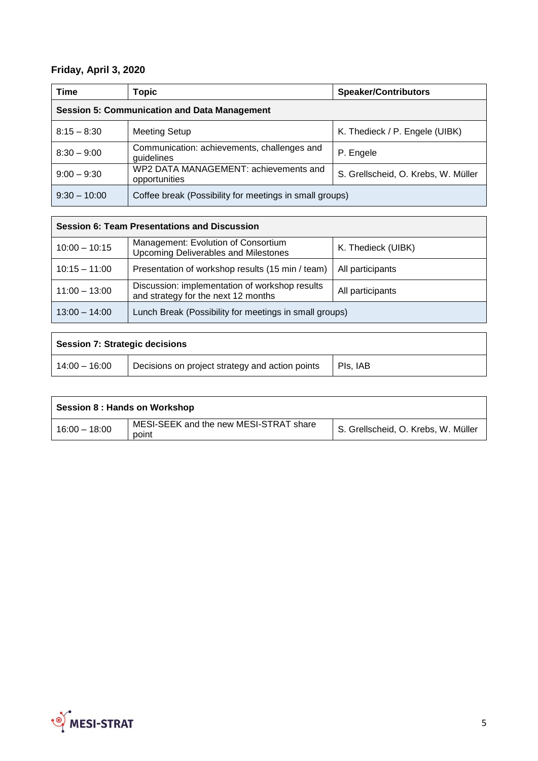### Friday, April 3, 2020

| Time | Topic | Speaker/Contributors |
|---|---|---|
| **Session 5: Communication and Data Management** | | |
| 8:15 – 8:30 | Meeting Setup | K. Thedieck / P. Engele (UIBK) |
| 8:30 – 9:00 | Communication: achievements, challenges and guidelines | P. Engele |
| 9:00 – 9:30 | WP2 DATA MANAGEMENT: achievements and opportunities | S. Grellscheid, O. Krebs, W. Müller |
| 9:30 – 10:00 | Coffee break (Possibility for meetings in small groups) | |

| | | |
|---|---|---|
| **Session 6: Team Presentations and Discussion** | | |
| 10:00 – 10:15 | Management: Evolution of Consortium Upcoming Deliverables and Milestones | K. Thedieck (UIBK) |
| 10:15 – 11:00 | Presentation of workshop results (15 min / team) | All participants |
| 11:00 – 13:00 | Discussion: implementation of workshop results and strategy for the next 12 months | All participants |
| 13:00 – 14:00 | Lunch Break (Possibility for meetings in small groups) | |

| | | |
|---|---|---|
| **Session 7: Strategic decisions** | | |
| 14:00 – 16:00 | Decisions on project strategy and action points | PIs, IAB |

| | | |
|---|---|---|
| **Session 8 : Hands on Workshop** | | |
| 16:00 – 18:00 | MESI-SEEK and the new MESI-STRAT share point | S. Grellscheid, O. Krebs, W. Müller |